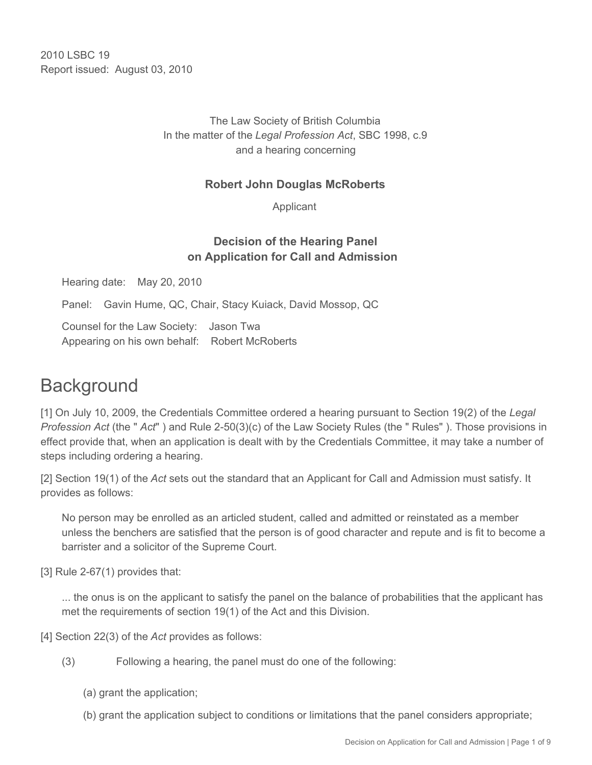2010 LSBC 19
Report issued: August 03, 2010

The Law Society of British Columbia
In the matter of the *Legal Profession Act*, SBC 1998, c.9
and a hearing concerning

**Robert John Douglas McRoberts**

Applicant

**Decision of the Hearing Panel**
**on Application for Call and Admission**

Hearing date: May 20, 2010

Panel: Gavin Hume, QC, Chair, Stacy Kuiack, David Mossop, QC

Counsel for the Law Society: Jason Twa
Appearing on his own behalf: Robert McRoberts

# Background

[1] On July 10, 2009, the Credentials Committee ordered a hearing pursuant to Section 19(2) of the *Legal Profession Act* (the " *Act*" ) and Rule 2-50(3)(c) of the Law Society Rules (the " Rules" ). Those provisions in effect provide that, when an application is dealt with by the Credentials Committee, it may take a number of steps including ordering a hearing.

[2] Section 19(1) of the *Act* sets out the standard that an Applicant for Call and Admission must satisfy. It provides as follows:

> No person may be enrolled as an articled student, called and admitted or reinstated as a member unless the benchers are satisfied that the person is of good character and repute and is fit to become a barrister and a solicitor of the Supreme Court.

[3] Rule 2-67(1) provides that:

> ... the onus is on the applicant to satisfy the panel on the balance of probabilities that the applicant has met the requirements of section 19(1) of the Act and this Division.

[4] Section 22(3) of the *Act* provides as follows:

> (3) Following a hearing, the panel must do one of the following:
>
> (a) grant the application;
>
> (b) grant the application subject to conditions or limitations that the panel considers appropriate;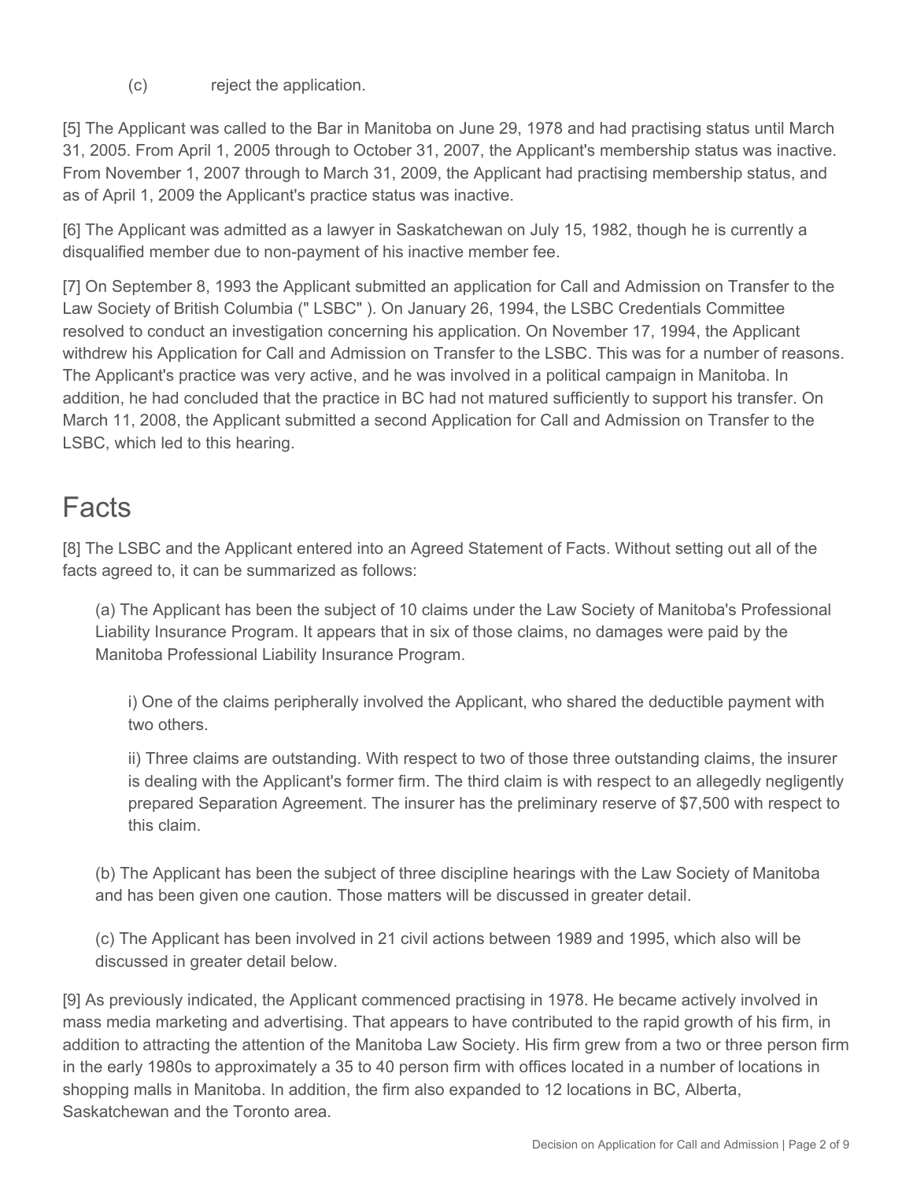(c) reject the application.

[5] The Applicant was called to the Bar in Manitoba on June 29, 1978 and had practising status until March 31, 2005. From April 1, 2005 through to October 31, 2007, the Applicant's membership status was inactive. From November 1, 2007 through to March 31, 2009, the Applicant had practising membership status, and as of April 1, 2009 the Applicant's practice status was inactive.

[6] The Applicant was admitted as a lawyer in Saskatchewan on July 15, 1982, though he is currently a disqualified member due to non-payment of his inactive member fee.

[7] On September 8, 1993 the Applicant submitted an application for Call and Admission on Transfer to the Law Society of British Columbia (" LSBC" ). On January 26, 1994, the LSBC Credentials Committee resolved to conduct an investigation concerning his application. On November 17, 1994, the Applicant withdrew his Application for Call and Admission on Transfer to the LSBC. This was for a number of reasons. The Applicant's practice was very active, and he was involved in a political campaign in Manitoba. In addition, he had concluded that the practice in BC had not matured sufficiently to support his transfer. On March 11, 2008, the Applicant submitted a second Application for Call and Admission on Transfer to the LSBC, which led to this hearing.

## Facts

[8] The LSBC and the Applicant entered into an Agreed Statement of Facts. Without setting out all of the facts agreed to, it can be summarized as follows:

(a) The Applicant has been the subject of 10 claims under the Law Society of Manitoba's Professional Liability Insurance Program. It appears that in six of those claims, no damages were paid by the Manitoba Professional Liability Insurance Program.

i) One of the claims peripherally involved the Applicant, who shared the deductible payment with two others.

ii) Three claims are outstanding. With respect to two of those three outstanding claims, the insurer is dealing with the Applicant's former firm. The third claim is with respect to an allegedly negligently prepared Separation Agreement. The insurer has the preliminary reserve of $7,500 with respect to this claim.

(b) The Applicant has been the subject of three discipline hearings with the Law Society of Manitoba and has been given one caution. Those matters will be discussed in greater detail.

(c) The Applicant has been involved in 21 civil actions between 1989 and 1995, which also will be discussed in greater detail below.

[9] As previously indicated, the Applicant commenced practising in 1978. He became actively involved in mass media marketing and advertising. That appears to have contributed to the rapid growth of his firm, in addition to attracting the attention of the Manitoba Law Society. His firm grew from a two or three person firm in the early 1980s to approximately a 35 to 40 person firm with offices located in a number of locations in shopping malls in Manitoba. In addition, the firm also expanded to 12 locations in BC, Alberta, Saskatchewan and the Toronto area.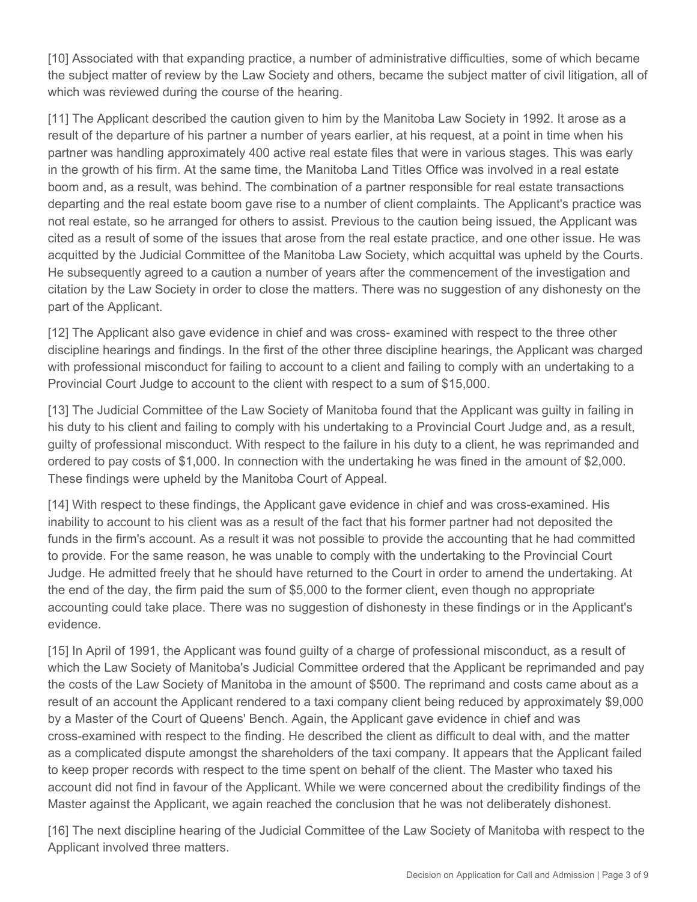[10] Associated with that expanding practice, a number of administrative difficulties, some of which became the subject matter of review by the Law Society and others, became the subject matter of civil litigation, all of which was reviewed during the course of the hearing.

[11] The Applicant described the caution given to him by the Manitoba Law Society in 1992. It arose as a result of the departure of his partner a number of years earlier, at his request, at a point in time when his partner was handling approximately 400 active real estate files that were in various stages. This was early in the growth of his firm. At the same time, the Manitoba Land Titles Office was involved in a real estate boom and, as a result, was behind. The combination of a partner responsible for real estate transactions departing and the real estate boom gave rise to a number of client complaints. The Applicant's practice was not real estate, so he arranged for others to assist. Previous to the caution being issued, the Applicant was cited as a result of some of the issues that arose from the real estate practice, and one other issue. He was acquitted by the Judicial Committee of the Manitoba Law Society, which acquittal was upheld by the Courts. He subsequently agreed to a caution a number of years after the commencement of the investigation and citation by the Law Society in order to close the matters. There was no suggestion of any dishonesty on the part of the Applicant.

[12] The Applicant also gave evidence in chief and was cross- examined with respect to the three other discipline hearings and findings. In the first of the other three discipline hearings, the Applicant was charged with professional misconduct for failing to account to a client and failing to comply with an undertaking to a Provincial Court Judge to account to the client with respect to a sum of $15,000.

[13] The Judicial Committee of the Law Society of Manitoba found that the Applicant was guilty in failing in his duty to his client and failing to comply with his undertaking to a Provincial Court Judge and, as a result, guilty of professional misconduct. With respect to the failure in his duty to a client, he was reprimanded and ordered to pay costs of $1,000. In connection with the undertaking he was fined in the amount of $2,000. These findings were upheld by the Manitoba Court of Appeal.

[14] With respect to these findings, the Applicant gave evidence in chief and was cross-examined. His inability to account to his client was as a result of the fact that his former partner had not deposited the funds in the firm's account. As a result it was not possible to provide the accounting that he had committed to provide. For the same reason, he was unable to comply with the undertaking to the Provincial Court Judge. He admitted freely that he should have returned to the Court in order to amend the undertaking. At the end of the day, the firm paid the sum of $5,000 to the former client, even though no appropriate accounting could take place. There was no suggestion of dishonesty in these findings or in the Applicant's evidence.

[15] In April of 1991, the Applicant was found guilty of a charge of professional misconduct, as a result of which the Law Society of Manitoba's Judicial Committee ordered that the Applicant be reprimanded and pay the costs of the Law Society of Manitoba in the amount of $500. The reprimand and costs came about as a result of an account the Applicant rendered to a taxi company client being reduced by approximately $9,000 by a Master of the Court of Queens' Bench. Again, the Applicant gave evidence in chief and was cross-examined with respect to the finding. He described the client as difficult to deal with, and the matter as a complicated dispute amongst the shareholders of the taxi company. It appears that the Applicant failed to keep proper records with respect to the time spent on behalf of the client. The Master who taxed his account did not find in favour of the Applicant. While we were concerned about the credibility findings of the Master against the Applicant, we again reached the conclusion that he was not deliberately dishonest.

[16] The next discipline hearing of the Judicial Committee of the Law Society of Manitoba with respect to the Applicant involved three matters.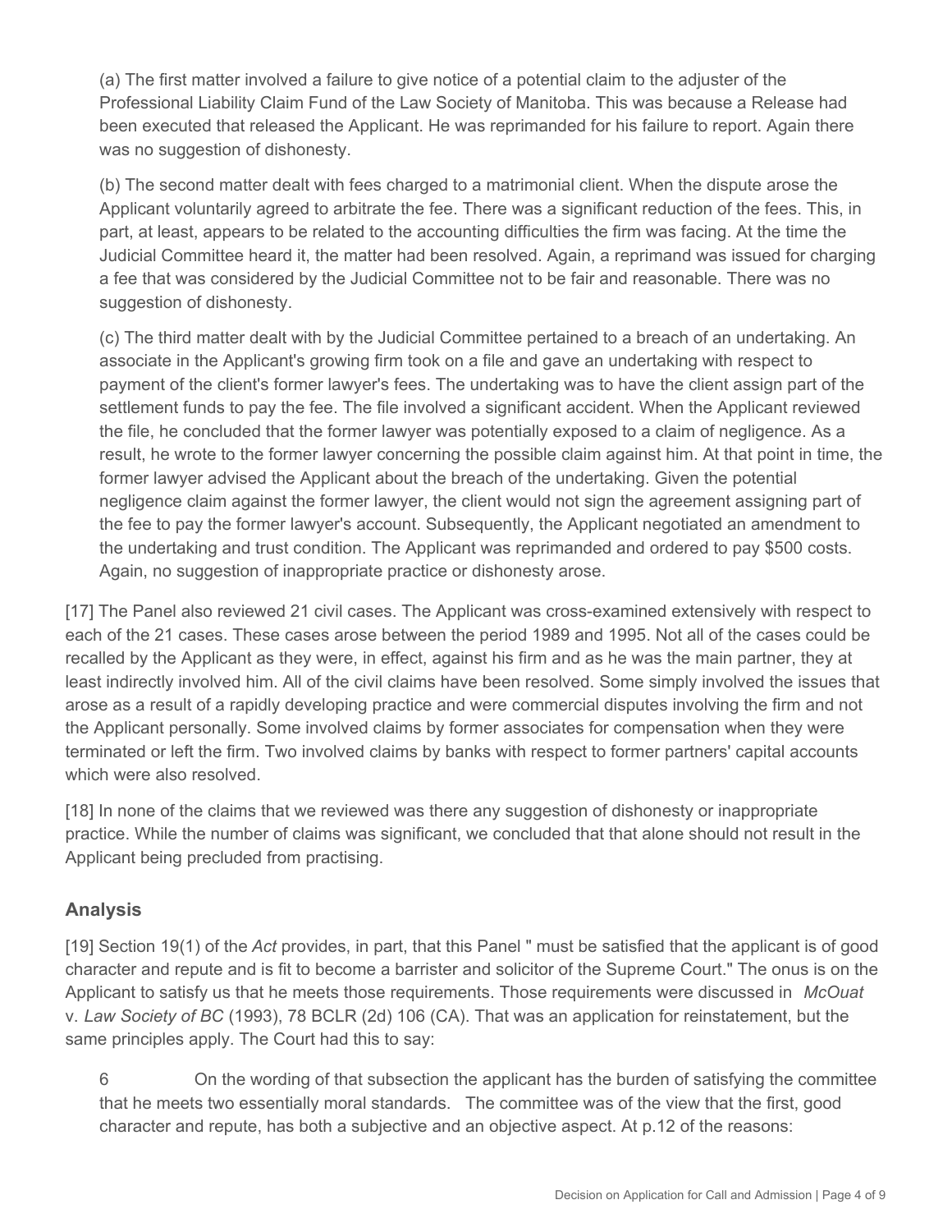(a) The first matter involved a failure to give notice of a potential claim to the adjuster of the Professional Liability Claim Fund of the Law Society of Manitoba. This was because a Release had been executed that released the Applicant. He was reprimanded for his failure to report. Again there was no suggestion of dishonesty.

(b) The second matter dealt with fees charged to a matrimonial client. When the dispute arose the Applicant voluntarily agreed to arbitrate the fee. There was a significant reduction of the fees. This, in part, at least, appears to be related to the accounting difficulties the firm was facing. At the time the Judicial Committee heard it, the matter had been resolved. Again, a reprimand was issued for charging a fee that was considered by the Judicial Committee not to be fair and reasonable. There was no suggestion of dishonesty.

(c) The third matter dealt with by the Judicial Committee pertained to a breach of an undertaking. An associate in the Applicant's growing firm took on a file and gave an undertaking with respect to payment of the client's former lawyer's fees. The undertaking was to have the client assign part of the settlement funds to pay the fee. The file involved a significant accident. When the Applicant reviewed the file, he concluded that the former lawyer was potentially exposed to a claim of negligence. As a result, he wrote to the former lawyer concerning the possible claim against him. At that point in time, the former lawyer advised the Applicant about the breach of the undertaking. Given the potential negligence claim against the former lawyer, the client would not sign the agreement assigning part of the fee to pay the former lawyer's account. Subsequently, the Applicant negotiated an amendment to the undertaking and trust condition. The Applicant was reprimanded and ordered to pay $500 costs. Again, no suggestion of inappropriate practice or dishonesty arose.

[17] The Panel also reviewed 21 civil cases. The Applicant was cross-examined extensively with respect to each of the 21 cases. These cases arose between the period 1989 and 1995. Not all of the cases could be recalled by the Applicant as they were, in effect, against his firm and as he was the main partner, they at least indirectly involved him. All of the civil claims have been resolved. Some simply involved the issues that arose as a result of a rapidly developing practice and were commercial disputes involving the firm and not the Applicant personally. Some involved claims by former associates for compensation when they were terminated or left the firm. Two involved claims by banks with respect to former partners' capital accounts which were also resolved.

[18] In none of the claims that we reviewed was there any suggestion of dishonesty or inappropriate practice. While the number of claims was significant, we concluded that that alone should not result in the Applicant being precluded from practising.

## Analysis

[19] Section 19(1) of the *Act* provides, in part, that this Panel " must be satisfied that the applicant is of good character and repute and is fit to become a barrister and solicitor of the Supreme Court." The onus is on the Applicant to satisfy us that he meets those requirements. Those requirements were discussed in *McOuat* v. *Law Society of BC* (1993), 78 BCLR (2d) 106 (CA). That was an application for reinstatement, but the same principles apply. The Court had this to say:

> 6 On the wording of that subsection the applicant has the burden of satisfying the committee that he meets two essentially moral standards. The committee was of the view that the first, good character and repute, has both a subjective and an objective aspect. At p.12 of the reasons: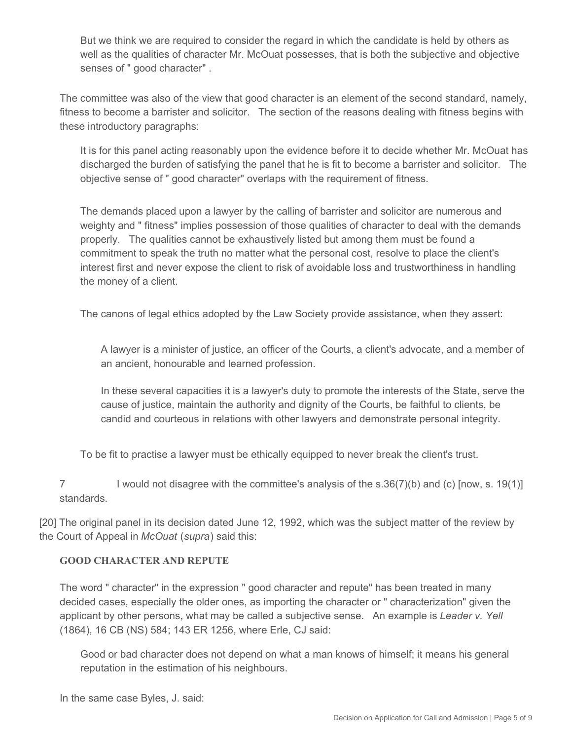> But we think we are required to consider the regard in which the candidate is held by others as well as the qualities of character Mr. McOuat possesses, that is both the subjective and objective senses of " good character" .

The committee was also of the view that good character is an element of the second standard, namely, fitness to become a barrister and solicitor. The section of the reasons dealing with fitness begins with these introductory paragraphs:

> It is for this panel acting reasonably upon the evidence before it to decide whether Mr. McOuat has discharged the burden of satisfying the panel that he is fit to become a barrister and solicitor. The objective sense of " good character" overlaps with the requirement of fitness.
>
> The demands placed upon a lawyer by the calling of barrister and solicitor are numerous and weighty and " fitness" implies possession of those qualities of character to deal with the demands properly. The qualities cannot be exhaustively listed but among them must be found a commitment to speak the truth no matter what the personal cost, resolve to place the client's interest first and never expose the client to risk of avoidable loss and trustworthiness in handling the money of a client.
>
> The canons of legal ethics adopted by the Law Society provide assistance, when they assert:
>
> > A lawyer is a minister of justice, an officer of the Courts, a client's advocate, and a member of an ancient, honourable and learned profession.
> >
> > In these several capacities it is a lawyer's duty to promote the interests of the State, serve the cause of justice, maintain the authority and dignity of the Courts, be faithful to clients, be candid and courteous in relations with other lawyers and demonstrate personal integrity.
>
> To be fit to practise a lawyer must be ethically equipped to never break the client's trust.

7 I would not disagree with the committee's analysis of the s.36(7)(b) and (c) [now, s. 19(1)] standards.

[20] The original panel in its decision dated June 12, 1992, which was the subject matter of the review by the Court of Appeal in *McOuat* (*supra*) said this:

> **GOOD CHARACTER AND REPUTE**
>
> The word " character" in the expression " good character and repute" has been treated in many decided cases, especially the older ones, as importing the character or " characterization" given the applicant by other persons, what may be called a subjective sense. An example is *Leader v. Yell* (1864), 16 CB (NS) 584; 143 ER 1256, where Erle, CJ said:
>
> > Good or bad character does not depend on what a man knows of himself; it means his general reputation in the estimation of his neighbours.
>
> In the same case Byles, J. said: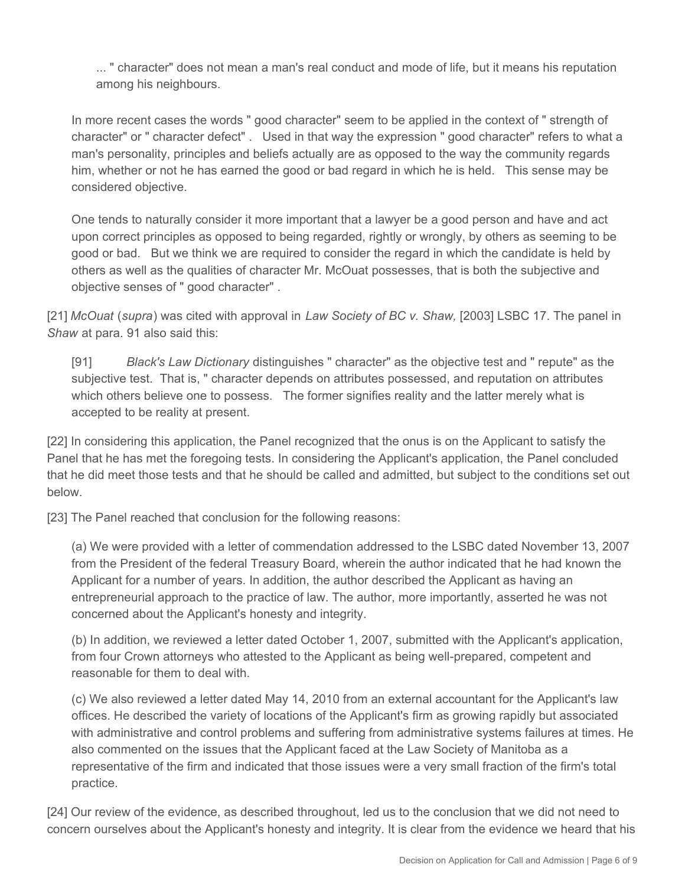> ... " character" does not mean a man's real conduct and mode of life, but it means his reputation among his neighbours.

> In more recent cases the words " good character" seem to be applied in the context of " strength of character" or " character defect" . Used in that way the expression " good character" refers to what a man's personality, principles and beliefs actually are as opposed to the way the community regards him, whether or not he has earned the good or bad regard in which he is held. This sense may be considered objective.
>
> One tends to naturally consider it more important that a lawyer be a good person and have and act upon correct principles as opposed to being regarded, rightly or wrongly, by others as seeming to be good or bad. But we think we are required to consider the regard in which the candidate is held by others as well as the qualities of character Mr. McOuat possesses, that is both the subjective and objective senses of " good character" .

[21] *McOuat* (*supra*) was cited with approval in *Law Society of BC v. Shaw,* [2003] LSBC 17. The panel in *Shaw* at para. 91 also said this:

> [91] *Black's Law Dictionary* distinguishes " character" as the objective test and " repute" as the subjective test. That is, " character depends on attributes possessed, and reputation on attributes which others believe one to possess. The former signifies reality and the latter merely what is accepted to be reality at present.

[22] In considering this application, the Panel recognized that the onus is on the Applicant to satisfy the Panel that he has met the foregoing tests. In considering the Applicant's application, the Panel concluded that he did meet those tests and that he should be called and admitted, but subject to the conditions set out below.

[23] The Panel reached that conclusion for the following reasons:

> (a) We were provided with a letter of commendation addressed to the LSBC dated November 13, 2007 from the President of the federal Treasury Board, wherein the author indicated that he had known the Applicant for a number of years. In addition, the author described the Applicant as having an entrepreneurial approach to the practice of law. The author, more importantly, asserted he was not concerned about the Applicant's honesty and integrity.
>
> (b) In addition, we reviewed a letter dated October 1, 2007, submitted with the Applicant's application, from four Crown attorneys who attested to the Applicant as being well-prepared, competent and reasonable for them to deal with.
>
> (c) We also reviewed a letter dated May 14, 2010 from an external accountant for the Applicant's law offices. He described the variety of locations of the Applicant's firm as growing rapidly but associated with administrative and control problems and suffering from administrative systems failures at times. He also commented on the issues that the Applicant faced at the Law Society of Manitoba as a representative of the firm and indicated that those issues were a very small fraction of the firm's total practice.

[24] Our review of the evidence, as described throughout, led us to the conclusion that we did not need to concern ourselves about the Applicant's honesty and integrity. It is clear from the evidence we heard that his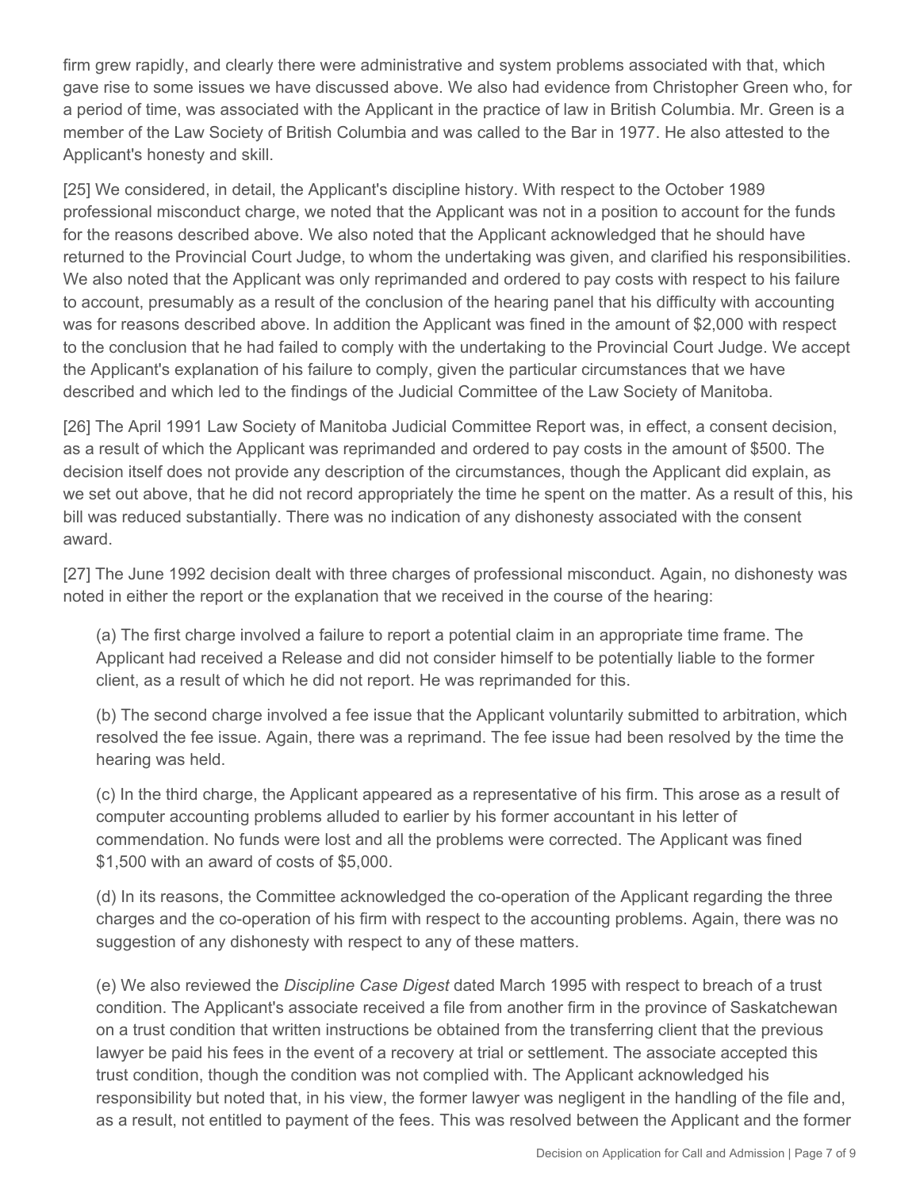firm grew rapidly, and clearly there were administrative and system problems associated with that, which gave rise to some issues we have discussed above. We also had evidence from Christopher Green who, for a period of time, was associated with the Applicant in the practice of law in British Columbia. Mr. Green is a member of the Law Society of British Columbia and was called to the Bar in 1977. He also attested to the Applicant's honesty and skill.

[25] We considered, in detail, the Applicant's discipline history. With respect to the October 1989 professional misconduct charge, we noted that the Applicant was not in a position to account for the funds for the reasons described above. We also noted that the Applicant acknowledged that he should have returned to the Provincial Court Judge, to whom the undertaking was given, and clarified his responsibilities. We also noted that the Applicant was only reprimanded and ordered to pay costs with respect to his failure to account, presumably as a result of the conclusion of the hearing panel that his difficulty with accounting was for reasons described above. In addition the Applicant was fined in the amount of $2,000 with respect to the conclusion that he had failed to comply with the undertaking to the Provincial Court Judge. We accept the Applicant's explanation of his failure to comply, given the particular circumstances that we have described and which led to the findings of the Judicial Committee of the Law Society of Manitoba.

[26] The April 1991 Law Society of Manitoba Judicial Committee Report was, in effect, a consent decision, as a result of which the Applicant was reprimanded and ordered to pay costs in the amount of $500. The decision itself does not provide any description of the circumstances, though the Applicant did explain, as we set out above, that he did not record appropriately the time he spent on the matter. As a result of this, his bill was reduced substantially. There was no indication of any dishonesty associated with the consent award.

[27] The June 1992 decision dealt with three charges of professional misconduct. Again, no dishonesty was noted in either the report or the explanation that we received in the course of the hearing:

(a) The first charge involved a failure to report a potential claim in an appropriate time frame. The Applicant had received a Release and did not consider himself to be potentially liable to the former client, as a result of which he did not report. He was reprimanded for this.

(b) The second charge involved a fee issue that the Applicant voluntarily submitted to arbitration, which resolved the fee issue. Again, there was a reprimand. The fee issue had been resolved by the time the hearing was held.

(c) In the third charge, the Applicant appeared as a representative of his firm. This arose as a result of computer accounting problems alluded to earlier by his former accountant in his letter of commendation. No funds were lost and all the problems were corrected. The Applicant was fined $1,500 with an award of costs of $5,000.

(d) In its reasons, the Committee acknowledged the co-operation of the Applicant regarding the three charges and the co-operation of his firm with respect to the accounting problems. Again, there was no suggestion of any dishonesty with respect to any of these matters.

(e) We also reviewed the *Discipline Case Digest* dated March 1995 with respect to breach of a trust condition. The Applicant's associate received a file from another firm in the province of Saskatchewan on a trust condition that written instructions be obtained from the transferring client that the previous lawyer be paid his fees in the event of a recovery at trial or settlement. The associate accepted this trust condition, though the condition was not complied with. The Applicant acknowledged his responsibility but noted that, in his view, the former lawyer was negligent in the handling of the file and, as a result, not entitled to payment of the fees. This was resolved between the Applicant and the former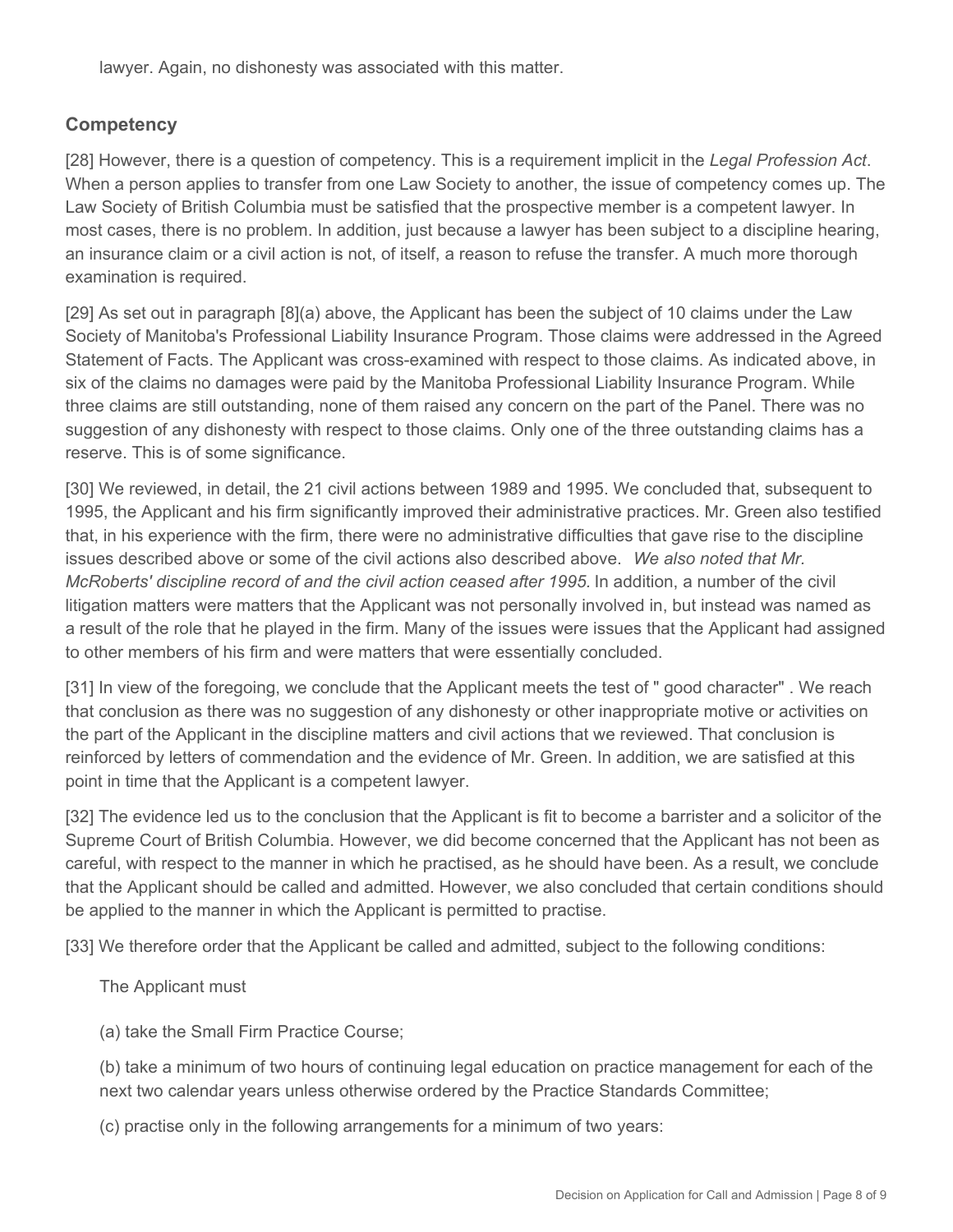lawyer. Again, no dishonesty was associated with this matter.

## Competency

[28] However, there is a question of competency. This is a requirement implicit in the *Legal Profession Act*. When a person applies to transfer from one Law Society to another, the issue of competency comes up. The Law Society of British Columbia must be satisfied that the prospective member is a competent lawyer. In most cases, there is no problem. In addition, just because a lawyer has been subject to a discipline hearing, an insurance claim or a civil action is not, of itself, a reason to refuse the transfer. A much more thorough examination is required.

[29] As set out in paragraph [8](a) above, the Applicant has been the subject of 10 claims under the Law Society of Manitoba's Professional Liability Insurance Program. Those claims were addressed in the Agreed Statement of Facts. The Applicant was cross-examined with respect to those claims. As indicated above, in six of the claims no damages were paid by the Manitoba Professional Liability Insurance Program. While three claims are still outstanding, none of them raised any concern on the part of the Panel. There was no suggestion of any dishonesty with respect to those claims. Only one of the three outstanding claims has a reserve. This is of some significance.

[30] We reviewed, in detail, the 21 civil actions between 1989 and 1995. We concluded that, subsequent to 1995, the Applicant and his firm significantly improved their administrative practices. Mr. Green also testified that, in his experience with the firm, there were no administrative difficulties that gave rise to the discipline issues described above or some of the civil actions also described above. *We also noted that Mr. McRoberts' discipline record of and the civil action ceased after 1995.* In addition, a number of the civil litigation matters were matters that the Applicant was not personally involved in, but instead was named as a result of the role that he played in the firm. Many of the issues were issues that the Applicant had assigned to other members of his firm and were matters that were essentially concluded.

[31] In view of the foregoing, we conclude that the Applicant meets the test of " good character" . We reach that conclusion as there was no suggestion of any dishonesty or other inappropriate motive or activities on the part of the Applicant in the discipline matters and civil actions that we reviewed. That conclusion is reinforced by letters of commendation and the evidence of Mr. Green. In addition, we are satisfied at this point in time that the Applicant is a competent lawyer.

[32] The evidence led us to the conclusion that the Applicant is fit to become a barrister and a solicitor of the Supreme Court of British Columbia. However, we did become concerned that the Applicant has not been as careful, with respect to the manner in which he practised, as he should have been. As a result, we conclude that the Applicant should be called and admitted. However, we also concluded that certain conditions should be applied to the manner in which the Applicant is permitted to practise.

[33] We therefore order that the Applicant be called and admitted, subject to the following conditions:

The Applicant must

(a) take the Small Firm Practice Course;

(b) take a minimum of two hours of continuing legal education on practice management for each of the next two calendar years unless otherwise ordered by the Practice Standards Committee;

(c) practise only in the following arrangements for a minimum of two years: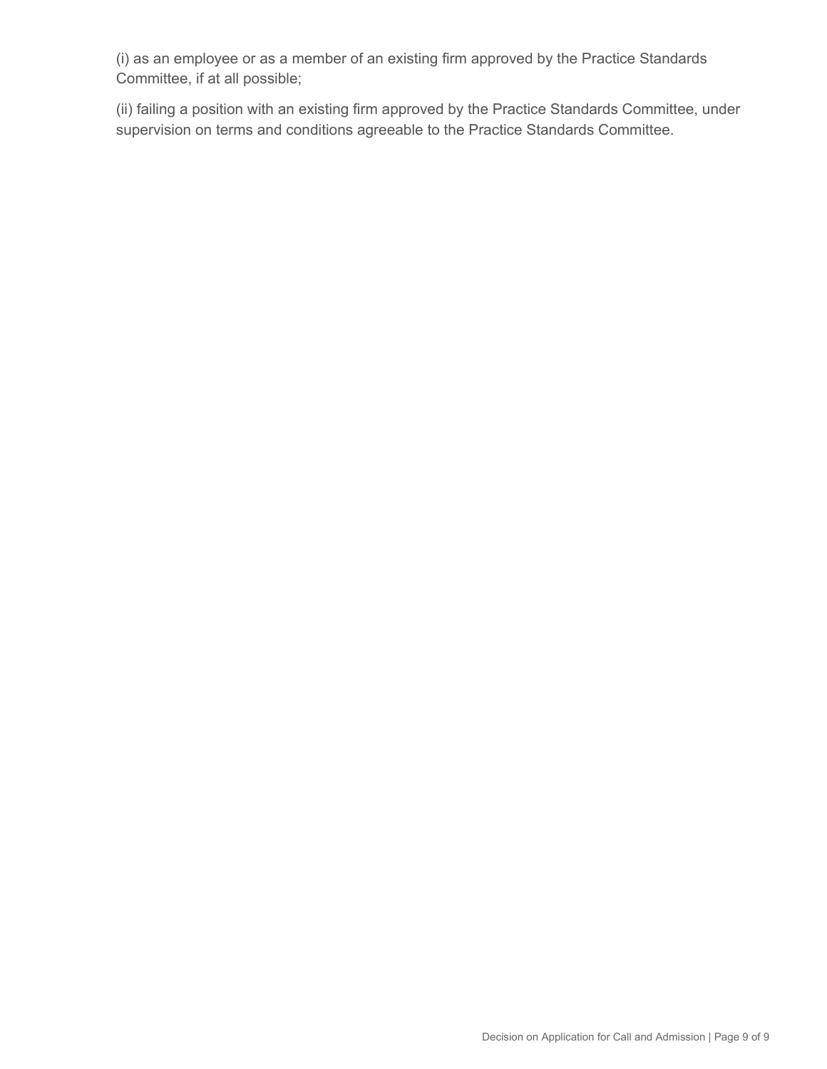(i) as an employee or as a member of an existing firm approved by the Practice Standards Committee, if at all possible;

(ii) failing a position with an existing firm approved by the Practice Standards Committee, under supervision on terms and conditions agreeable to the Practice Standards Committee.